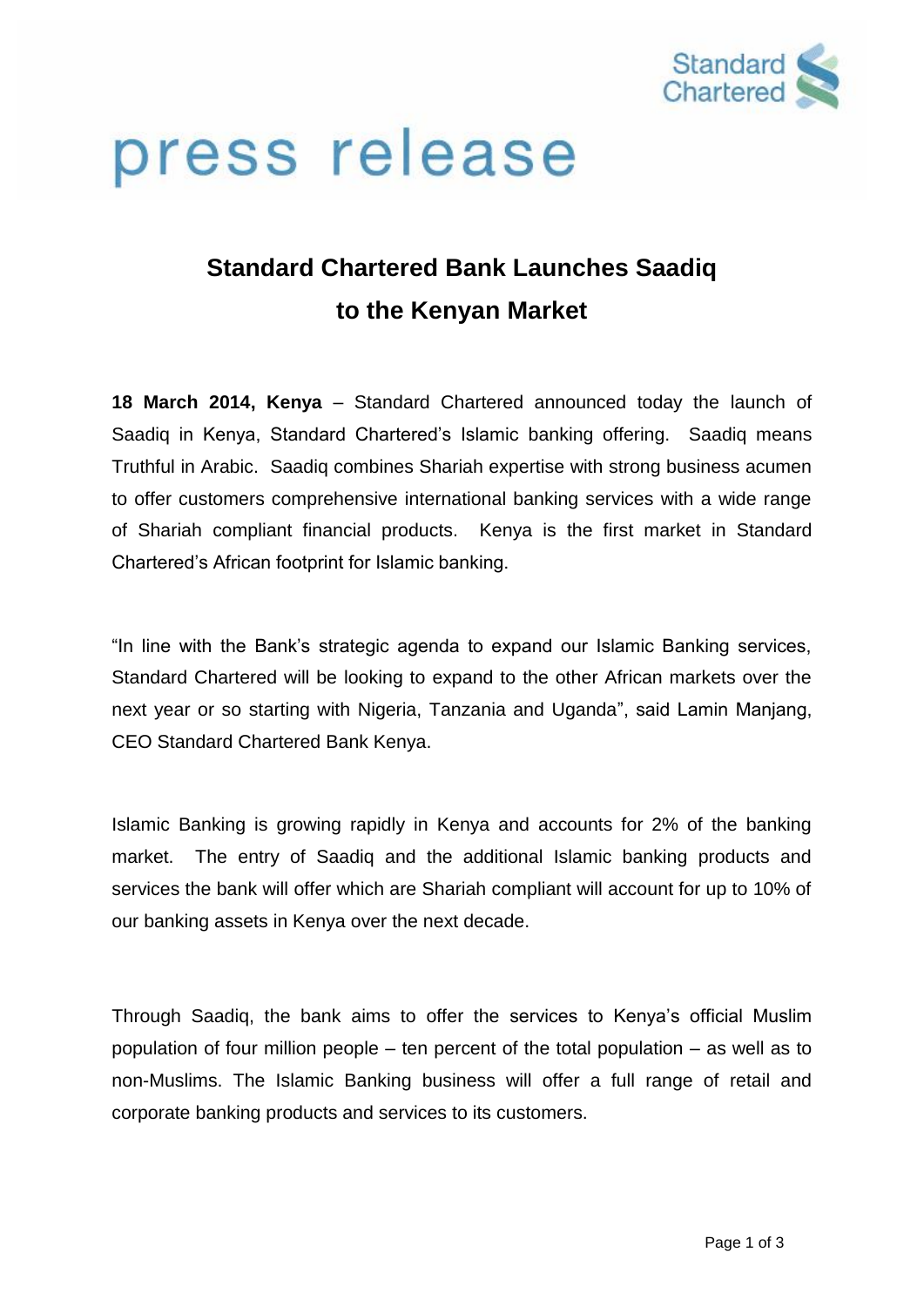# press release

## Standard Chartered Bank Launches Saadiq to the Kenyan Market

**18 March 2014, Kenya** – Standard Chartered announced today the launch of Saadiq in Kenya, Standard Chartered's Islamic banking offering. Saadiq means Truthful in Arabic. Saadiq combines Shariah expertise with strong business acumen to offer customers comprehensive international banking services with a wide range of Shariah compliant financial products. Kenya is the first market in Standard Chartered's African footprint for Islamic banking.

"In line with the Bank's strategic agenda to expand our Islamic Banking services, Standard Chartered will be looking to expand to the other African markets over the next year or so starting with Nigeria, Tanzania and Uganda", said Lamin Manjang, CEO Standard Chartered Bank Kenya.

Islamic Banking is growing rapidly in Kenya and accounts for 2% of the banking market. The entry of Saadiq and the additional Islamic banking products and services the bank will offer which are Shariah compliant will account for up to 10% of our banking assets in Kenya over the next decade.

Through Saadiq, the bank aims to offer the services to Kenya's official Muslim population of four million people – ten percent of the total population – as well as to non-Muslims. The Islamic Banking business will offer a full range of retail and corporate banking products and services to its customers.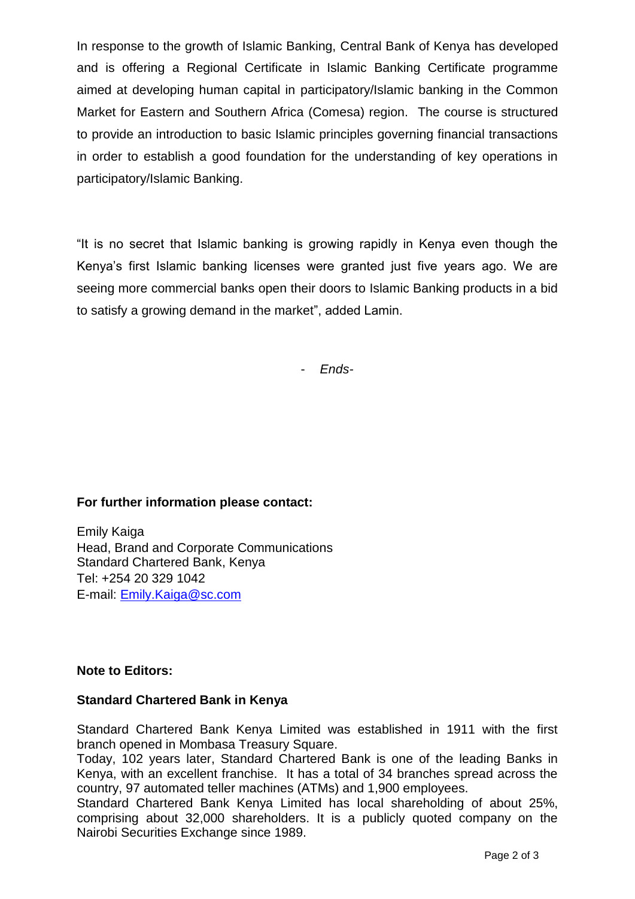In response to the growth of Islamic Banking, Central Bank of Kenya has developed and is offering a Regional Certificate in Islamic Banking Certificate programme aimed at developing human capital in participatory/Islamic banking in the Common Market for Eastern and Southern Africa (Comesa) region. The course is structured to provide an introduction to basic Islamic principles governing financial transactions in order to establish a good foundation for the understanding of key operations in participatory/Islamic Banking.

"It is no secret that Islamic banking is growing rapidly in Kenya even though the Kenya's first Islamic banking licenses were granted just five years ago. We are seeing more commercial banks open their doors to Islamic Banking products in a bid to satisfy a growing demand in the market", added Lamin.

- *Ends-*

**For further information please contact:**

Emily Kaiga
Head, Brand and Corporate Communications
Standard Chartered Bank, Kenya
Tel: +254 20 329 1042
E-mail: Emily.Kaiga@sc.com

**Note to Editors:**

**Standard Chartered Bank in Kenya**

Standard Chartered Bank Kenya Limited was established in 1911 with the first branch opened in Mombasa Treasury Square.
Today, 102 years later, Standard Chartered Bank is one of the leading Banks in Kenya, with an excellent franchise. It has a total of 34 branches spread across the country, 97 automated teller machines (ATMs) and 1,900 employees.
Standard Chartered Bank Kenya Limited has local shareholding of about 25%, comprising about 32,000 shareholders. It is a publicly quoted company on the Nairobi Securities Exchange since 1989.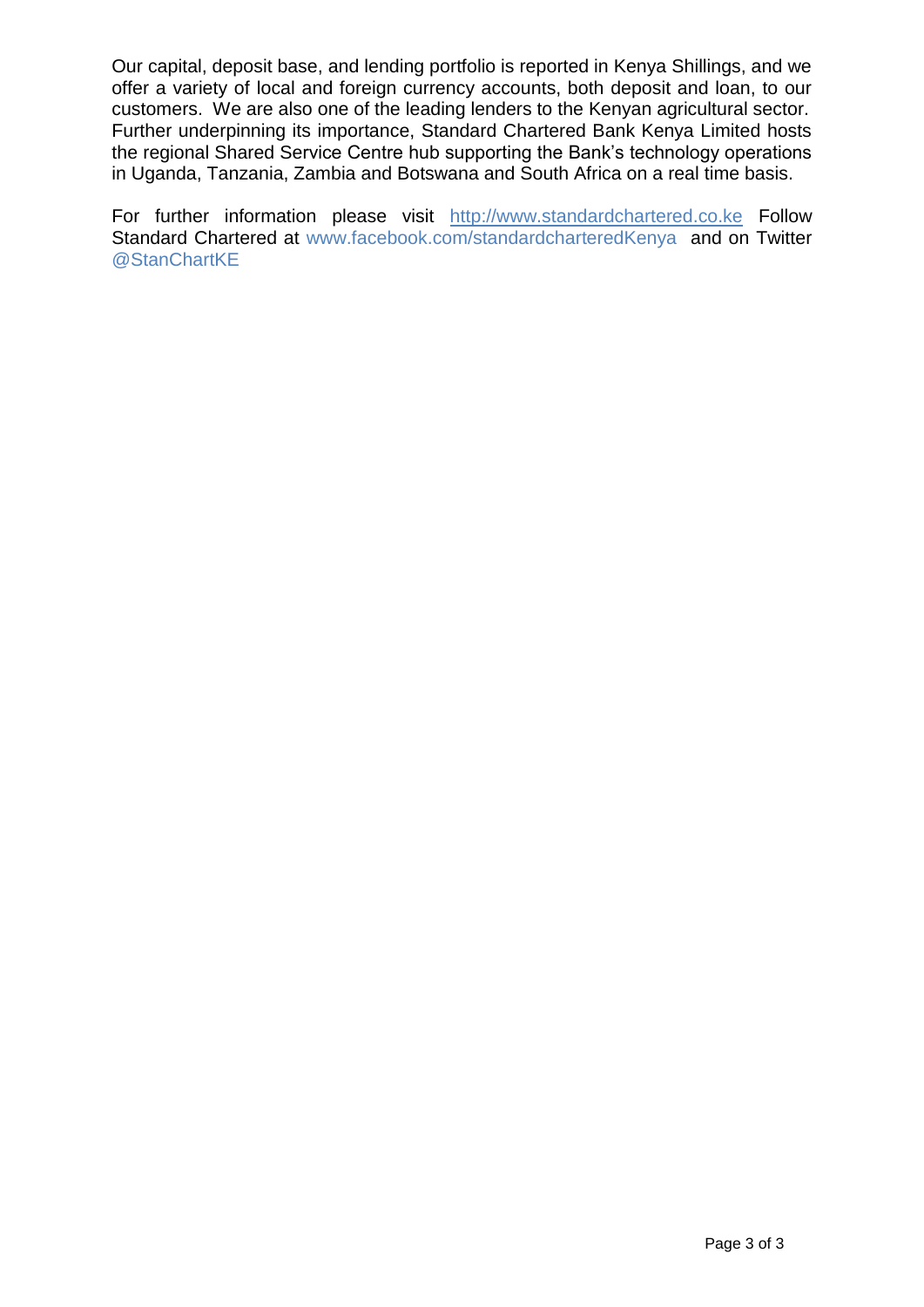Our capital, deposit base, and lending portfolio is reported in Kenya Shillings, and we offer a variety of local and foreign currency accounts, both deposit and loan, to our customers. We are also one of the leading lenders to the Kenyan agricultural sector. Further underpinning its importance, Standard Chartered Bank Kenya Limited hosts the regional Shared Service Centre hub supporting the Bank's technology operations in Uganda, Tanzania, Zambia and Botswana and South Africa on a real time basis.

For further information please visit http://www.standardchartered.co.ke Follow Standard Chartered at www.facebook.com/standardcharteredKenya and on Twitter @StanChartKE